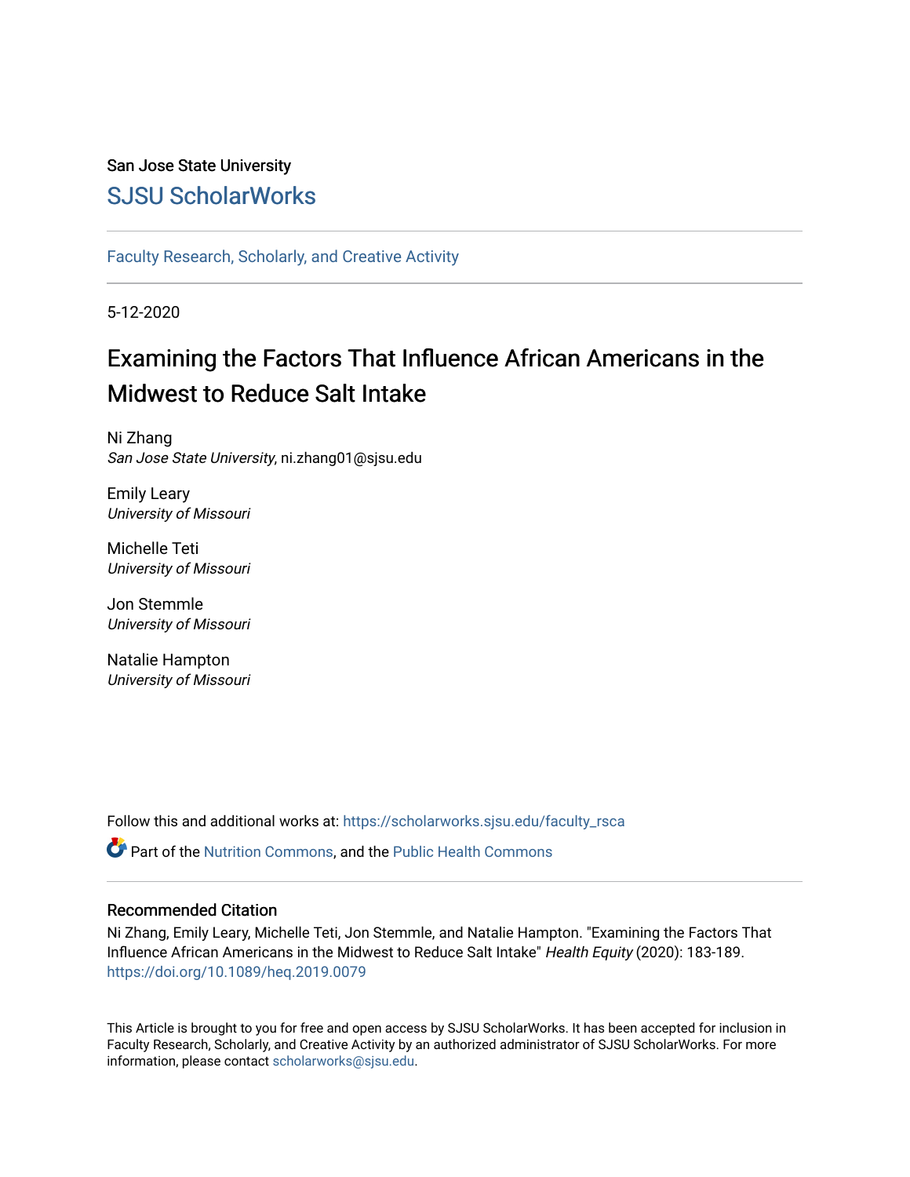San Jose State University

# SJSU ScholarWorks

Faculty Research, Scholarly, and Creative Activity

5-12-2020

## Examining the Factors That Influence African Americans in the Midwest to Reduce Salt Intake

Ni Zhang
*San Jose State University*, ni.zhang01@sjsu.edu

Emily Leary
*University of Missouri*

Michelle Teti
*University of Missouri*

Jon Stemmle
*University of Missouri*

Natalie Hampton
*University of Missouri*

Follow this and additional works at: https://scholarworks.sjsu.edu/faculty_rsca

Part of the Nutrition Commons, and the Public Health Commons

### Recommended Citation

Ni Zhang, Emily Leary, Michelle Teti, Jon Stemmle, and Natalie Hampton. "Examining the Factors That Influence African Americans in the Midwest to Reduce Salt Intake" *Health Equity* (2020): 183-189. https://doi.org/10.1089/heq.2019.0079

This Article is brought to you for free and open access by SJSU ScholarWorks. It has been accepted for inclusion in Faculty Research, Scholarly, and Creative Activity by an authorized administrator of SJSU ScholarWorks. For more information, please contact scholarworks@sjsu.edu.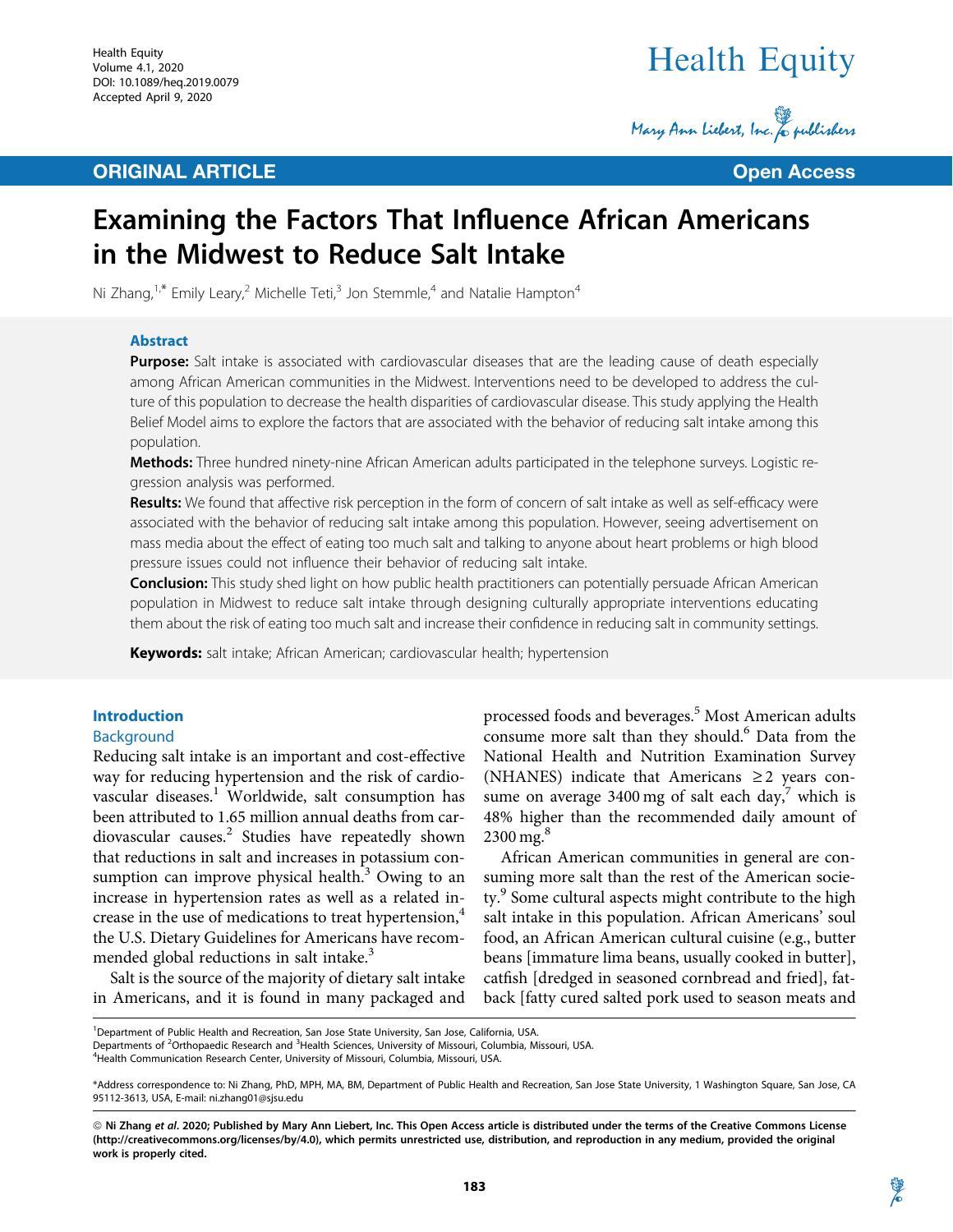# Examining the Factors That Influence African Americans in the Midwest to Reduce Salt Intake

Ni Zhang,[1,*] Emily Leary,[2] Michelle Teti,[3] Jon Stemmle,[4] and Natalie Hampton[4]

## Abstract

**Purpose:** Salt intake is associated with cardiovascular diseases that are the leading cause of death especially among African American communities in the Midwest. Interventions need to be developed to address the culture of this population to decrease the health disparities of cardiovascular disease. This study applying the Health Belief Model aims to explore the factors that are associated with the behavior of reducing salt intake among this population.

**Methods:** Three hundred ninety-nine African American adults participated in the telephone surveys. Logistic regression analysis was performed.

**Results:** We found that affective risk perception in the form of concern of salt intake as well as self-efficacy were associated with the behavior of reducing salt intake among this population. However, seeing advertisement on mass media about the effect of eating too much salt and talking to anyone about heart problems or high blood pressure issues could not influence their behavior of reducing salt intake.

**Conclusion:** This study shed light on how public health practitioners can potentially persuade African American population in Midwest to reduce salt intake through designing culturally appropriate interventions educating them about the risk of eating too much salt and increase their confidence in reducing salt in community settings.

**Keywords:** salt intake; African American; cardiovascular health; hypertension

## Introduction

### Background

Reducing salt intake is an important and cost-effective way for reducing hypertension and the risk of cardiovascular diseases.[1] Worldwide, salt consumption has been attributed to 1.65 million annual deaths from cardiovascular causes.[2] Studies have repeatedly shown that reductions in salt and increases in potassium consumption can improve physical health.[3] Owing to an increase in hypertension rates as well as a related increase in the use of medications to treat hypertension,[4] the U.S. Dietary Guidelines for Americans have recommended global reductions in salt intake.[3]

Salt is the source of the majority of dietary salt intake in Americans, and it is found in many packaged and processed foods and beverages.[5] Most American adults consume more salt than they should.[6] Data from the National Health and Nutrition Examination Survey (NHANES) indicate that Americans ≥2 years consume on average 3400 mg of salt each day,[7] which is 48% higher than the recommended daily amount of 2300 mg.[8]

African American communities in general are consuming more salt than the rest of the American society.[9] Some cultural aspects might contribute to the high salt intake in this population. African Americans' soul food, an African American cultural cuisine (e.g., butter beans [immature lima beans, usually cooked in butter], catfish [dredged in seasoned cornbread and fried], fatback [fatty cured salted pork used to season meats and

---

[1]Department of Public Health and Recreation, San Jose State University, San Jose, California, USA.
Departments of [2]Orthopaedic Research and [3]Health Sciences, University of Missouri, Columbia, Missouri, USA.
[4]Health Communication Research Center, University of Missouri, Columbia, Missouri, USA.

*Address correspondence to: Ni Zhang, PhD, MPH, MA, BM, Department of Public Health and Recreation, San Jose State University, 1 Washington Square, San Jose, CA 95112-3613, USA, E-mail: ni.zhang01@sjsu.edu

© Ni Zhang *et al.* 2020; Published by Mary Ann Liebert, Inc. This Open Access article is distributed under the terms of the Creative Commons License (http://creativecommons.org/licenses/by/4.0), which permits unrestricted use, distribution, and reproduction in any medium, provided the original work is properly cited.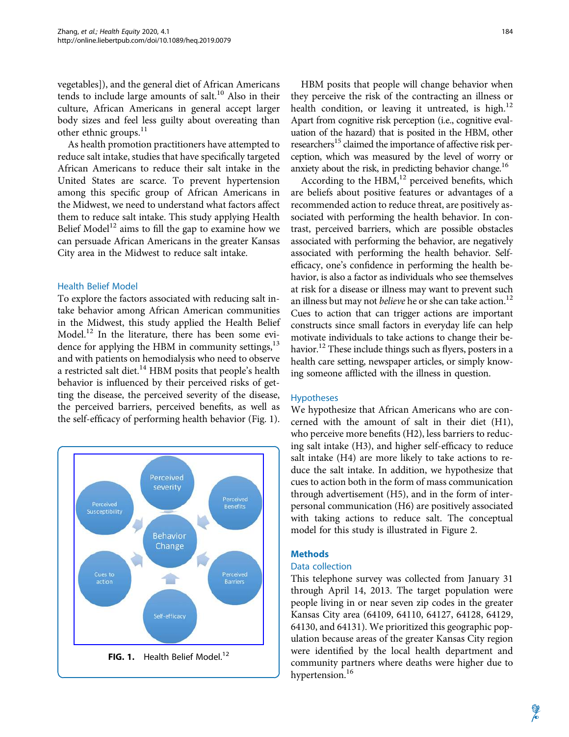vegetables]), and the general diet of African Americans tends to include large amounts of salt.[10] Also in their culture, African Americans in general accept larger body sizes and feel less guilty about overeating than other ethnic groups.[11]

As health promotion practitioners have attempted to reduce salt intake, studies that have specifically targeted African Americans to reduce their salt intake in the United States are scarce. To prevent hypertension among this specific group of African Americans in the Midwest, we need to understand what factors affect them to reduce salt intake. This study applying Health Belief Model[12] aims to fill the gap to examine how we can persuade African Americans in the greater Kansas City area in the Midwest to reduce salt intake.

### Health Belief Model

To explore the factors associated with reducing salt intake behavior among African American communities in the Midwest, this study applied the Health Belief Model.[12] In the literature, there has been some evidence for applying the HBM in community settings,[13] and with patients on hemodialysis who need to observe a restricted salt diet.[14] HBM posits that people's health behavior is influenced by their perceived risks of getting the disease, the perceived severity of the disease, the perceived barriers, perceived benefits, as well as the self-efficacy of performing health behavior (Fig. 1).

Perceived severity
Perceived Susceptibility
Perceived Benefits
Behavior Change
Cues to action
Perceived Barriers
Self-efficacy

**FIG. 1.** Health Belief Model.[12]

HBM posits that people will change behavior when they perceive the risk of the contracting an illness or health condition, or leaving it untreated, is high.[12] Apart from cognitive risk perception (i.e., cognitive evaluation of the hazard) that is posited in the HBM, other researchers[15] claimed the importance of affective risk perception, which was measured by the level of worry or anxiety about the risk, in predicting behavior change.[16]

According to the HBM,[12] perceived benefits, which are beliefs about positive features or advantages of a recommended action to reduce threat, are positively associated with performing the health behavior. In contrast, perceived barriers, which are possible obstacles associated with performing the behavior, are negatively associated with performing the health behavior. Self-efficacy, one's confidence in performing the health behavior, is also a factor as individuals who see themselves at risk for a disease or illness may want to prevent such an illness but may not *believe* he or she can take action.[12] Cues to action that can trigger actions are important constructs since small factors in everyday life can help motivate individuals to take actions to change their behavior.[12] These include things such as flyers, posters in a health care setting, newspaper articles, or simply knowing someone afflicted with the illness in question.

### Hypotheses

We hypothesize that African Americans who are concerned with the amount of salt in their diet (H1), who perceive more benefits (H2), less barriers to reducing salt intake (H3), and higher self-efficacy to reduce salt intake (H4) are more likely to take actions to reduce the salt intake. In addition, we hypothesize that cues to action both in the form of mass communication through advertisement (H5), and in the form of interpersonal communication (H6) are positively associated with taking actions to reduce salt. The conceptual model for this study is illustrated in Figure 2.

## Methods

### Data collection

This telephone survey was collected from January 31 through April 14, 2013. The target population were people living in or near seven zip codes in the greater Kansas City area (64109, 64110, 64127, 64128, 64129, 64130, and 64131). We prioritized this geographic population because areas of the greater Kansas City region were identified by the local health department and community partners where deaths were higher due to hypertension.[16]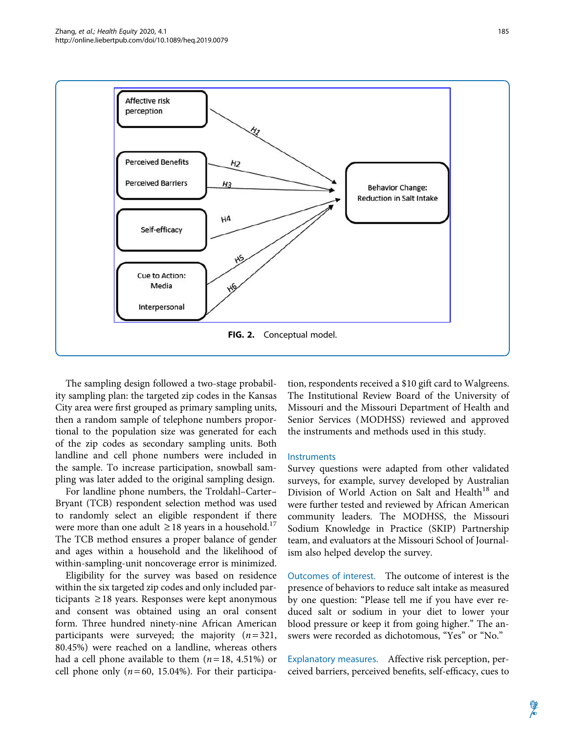FIG. 2. Conceptual model.

The sampling design followed a two-stage probability sampling plan: the targeted zip codes in the Kansas City area were first grouped as primary sampling units, then a random sample of telephone numbers proportional to the population size was generated for each of the zip codes as secondary sampling units. Both landline and cell phone numbers were included in the sample. To increase participation, snowball sampling was later added to the original sampling design.

For landline phone numbers, the Troldahl–Carter–Bryant (TCB) respondent selection method was used to randomly select an eligible respondent if there were more than one adult ≥18 years in a household.[17] The TCB method ensures a proper balance of gender and ages within a household and the likelihood of within-sampling-unit noncoverage error is minimized.

Eligibility for the survey was based on residence within the six targeted zip codes and only included participants ≥18 years. Responses were kept anonymous and consent was obtained using an oral consent form. Three hundred ninety-nine African American participants were surveyed; the majority ($n = 321$, 80.45%) were reached on a landline, whereas others had a cell phone available to them ($n = 18$, 4.51%) or cell phone only ($n = 60$, 15.04%). For their participation, respondents received a $10 gift card to Walgreens. The Institutional Review Board of the University of Missouri and the Missouri Department of Health and Senior Services (MODHSS) reviewed and approved the instruments and methods used in this study.

### Instruments

Survey questions were adapted from other validated surveys, for example, survey developed by Australian Division of World Action on Salt and Health[18] and were further tested and reviewed by African American community leaders. The MODHSS, the Missouri Sodium Knowledge in Practice (SKIP) Partnership team, and evaluators at the Missouri School of Journalism also helped develop the survey.

**Outcomes of interest.** The outcome of interest is the presence of behaviors to reduce salt intake as measured by one question: "Please tell me if you have ever reduced salt or sodium in your diet to lower your blood pressure or keep it from going higher." The answers were recorded as dichotomous, "Yes" or "No."

**Explanatory measures.** Affective risk perception, perceived barriers, perceived benefits, self-efficacy, cues to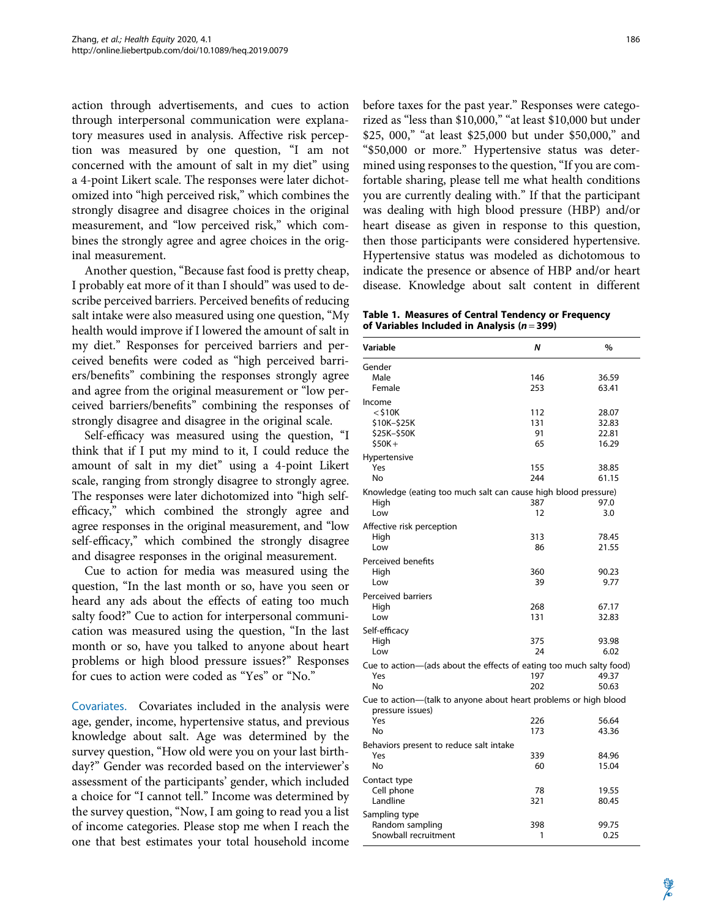action through advertisements, and cues to action through interpersonal communication were explanatory measures used in analysis. Affective risk perception was measured by one question, "I am not concerned with the amount of salt in my diet" using a 4-point Likert scale. The responses were later dichotomized into "high perceived risk," which combines the strongly disagree and disagree choices in the original measurement, and "low perceived risk," which combines the strongly agree and agree choices in the original measurement.

Another question, "Because fast food is pretty cheap, I probably eat more of it than I should" was used to describe perceived barriers. Perceived benefits of reducing salt intake were also measured using one question, "My health would improve if I lowered the amount of salt in my diet." Responses for perceived barriers and perceived benefits were coded as "high perceived barriers/benefits" combining the responses strongly agree and agree from the original measurement or "low perceived barriers/benefits" combining the responses of strongly disagree and disagree in the original scale.

Self-efficacy was measured using the question, "I think that if I put my mind to it, I could reduce the amount of salt in my diet" using a 4-point Likert scale, ranging from strongly disagree to strongly agree. The responses were later dichotomized into "high self-efficacy," which combined the strongly agree and agree responses in the original measurement, and "low self-efficacy," which combined the strongly disagree and disagree responses in the original measurement.

Cue to action for media was measured using the question, "In the last month or so, have you seen or heard any ads about the effects of eating too much salty food?" Cue to action for interpersonal communication was measured using the question, "In the last month or so, have you talked to anyone about heart problems or high blood pressure issues?" Responses for cues to action were coded as "Yes" or "No."

**Covariates.** Covariates included in the analysis were age, gender, income, hypertensive status, and previous knowledge about salt. Age was determined by the survey question, "How old were you on your last birthday?" Gender was recorded based on the interviewer's assessment of the participants' gender, which included a choice for "I cannot tell." Income was determined by the survey question, "Now, I am going to read you a list of income categories. Please stop me when I reach the one that best estimates your total household income before taxes for the past year." Responses were categorized as "less than $10,000," "at least $10,000 but under $25, 000," "at least $25,000 but under $50,000," and "$50,000 or more." Hypertensive status was determined using responses to the question, "If you are comfortable sharing, please tell me what health conditions you are currently dealing with." If that the participant was dealing with high blood pressure (HBP) and/or heart disease as given in response to this question, then those participants were considered hypertensive. Hypertensive status was modeled as dichotomous to indicate the presence or absence of HBP and/or heart disease. Knowledge about salt content in different

**Table 1. Measures of Central Tendency or Frequency of Variables Included in Analysis ($n = 399$)**

| Variable | *N* | % |
|---|---|---|
| Gender | | |
| Male | 146 | 36.59 |
| Female | 253 | 63.41 |
| Income | | |
| <$10K | 112 | 28.07 |
| $10K–$25K | 131 | 32.83 |
| $25K–$50K | 91 | 22.81 |
| $50K+ | 65 | 16.29 |
| Hypertensive | | |
| Yes | 155 | 38.85 |
| No | 244 | 61.15 |
| Knowledge (eating too much salt can cause high blood pressure) | | |
| High | 387 | 97.0 |
| Low | 12 | 3.0 |
| Affective risk perception | | |
| High | 313 | 78.45 |
| Low | 86 | 21.55 |
| Perceived benefits | | |
| High | 360 | 90.23 |
| Low | 39 | 9.77 |
| Perceived barriers | | |
| High | 268 | 67.17 |
| Low | 131 | 32.83 |
| Self-efficacy | | |
| High | 375 | 93.98 |
| Low | 24 | 6.02 |
| Cue to action—(ads about the effects of eating too much salty food) | | |
| Yes | 197 | 49.37 |
| No | 202 | 50.63 |
| Cue to action—(talk to anyone about heart problems or high blood pressure issues) | | |
| Yes | 226 | 56.64 |
| No | 173 | 43.36 |
| Behaviors present to reduce salt intake | | |
| Yes | 339 | 84.96 |
| No | 60 | 15.04 |
| Contact type | | |
| Cell phone | 78 | 19.55 |
| Landline | 321 | 80.45 |
| Sampling type | | |
| Random sampling | 398 | 99.75 |
| Snowball recruitment | 1 | 0.25 |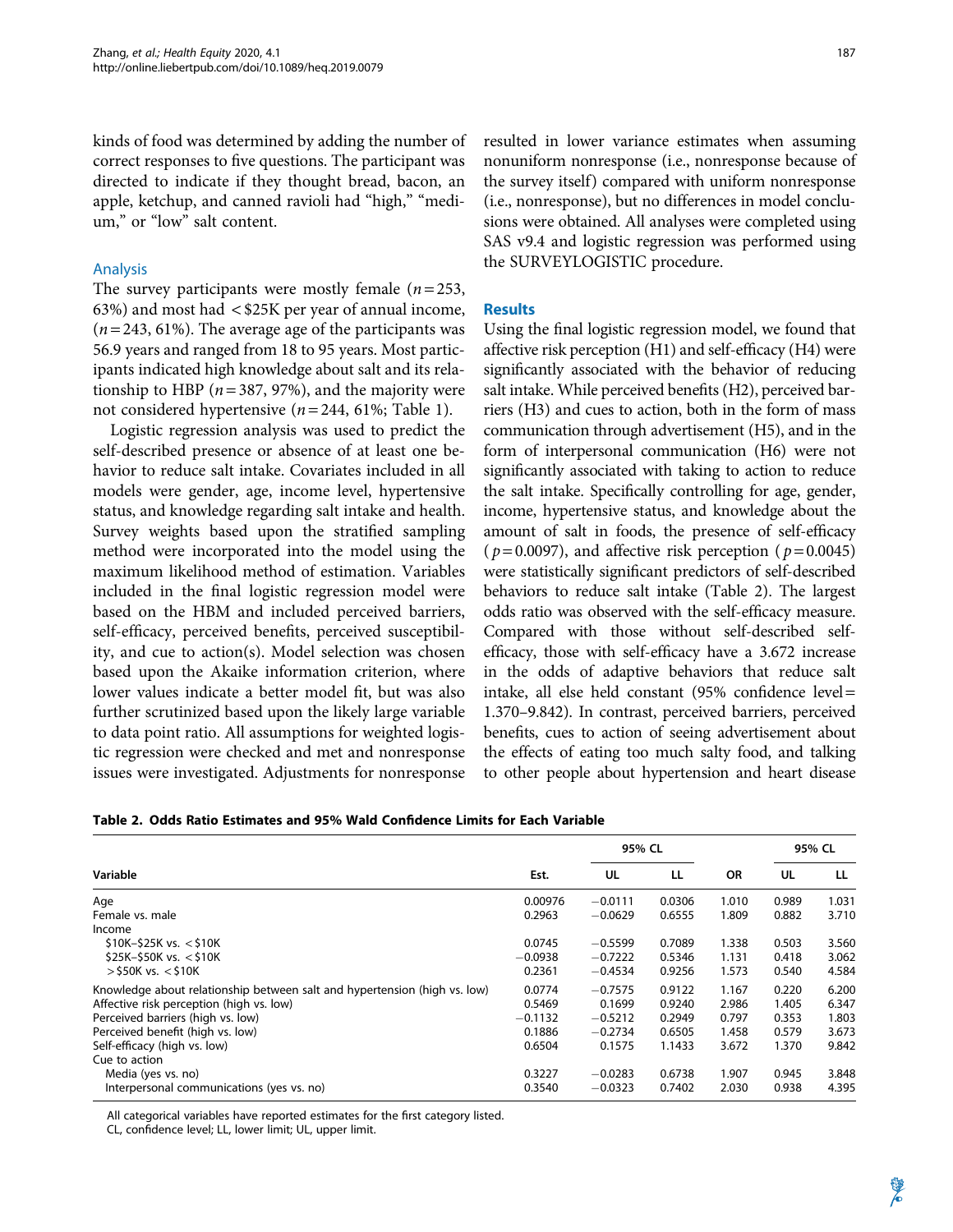kinds of food was determined by adding the number of correct responses to five questions. The participant was directed to indicate if they thought bread, bacon, an apple, ketchup, and canned ravioli had "high," "medium," or "low" salt content.

### Analysis

The survey participants were mostly female ($n=253$, 63%) and most had <$25K per year of annual income, ($n=243$, 61%). The average age of the participants was 56.9 years and ranged from 18 to 95 years. Most participants indicated high knowledge about salt and its relationship to HBP ($n=387$, 97%), and the majority were not considered hypertensive ($n=244$, 61%; Table 1).

Logistic regression analysis was used to predict the self-described presence or absence of at least one behavior to reduce salt intake. Covariates included in all models were gender, age, income level, hypertensive status, and knowledge regarding salt intake and health. Survey weights based upon the stratified sampling method were incorporated into the model using the maximum likelihood method of estimation. Variables included in the final logistic regression model were based on the HBM and included perceived barriers, self-efficacy, perceived benefits, perceived susceptibility, and cue to action(s). Model selection was chosen based upon the Akaike information criterion, where lower values indicate a better model fit, but was also further scrutinized based upon the likely large variable to data point ratio. All assumptions for weighted logistic regression were checked and met and nonresponse issues were investigated. Adjustments for nonresponse resulted in lower variance estimates when assuming nonuniform nonresponse (i.e., nonresponse because of the survey itself) compared with uniform nonresponse (i.e., nonresponse), but no differences in model conclusions were obtained. All analyses were completed using SAS v9.4 and logistic regression was performed using the SURVEYLOGISTIC procedure.

## Results

Using the final logistic regression model, we found that affective risk perception (H1) and self-efficacy (H4) were significantly associated with the behavior of reducing salt intake. While perceived benefits (H2), perceived barriers (H3) and cues to action, both in the form of mass communication through advertisement (H5), and in the form of interpersonal communication (H6) were not significantly associated with taking to action to reduce the salt intake. Specifically controlling for age, gender, income, hypertensive status, and knowledge about the amount of salt in foods, the presence of self-efficacy ($p=0.0097$), and affective risk perception ($p=0.0045$) were statistically significant predictors of self-described behaviors to reduce salt intake (Table 2). The largest odds ratio was observed with the self-efficacy measure. Compared with those without self-described self-efficacy, those with self-efficacy have a 3.672 increase in the odds of adaptive behaviors that reduce salt intake, all else held constant (95% confidence level = 1.370–9.842). In contrast, perceived barriers, perceived benefits, cues to action of seeing advertisement about the effects of eating too much salty food, and talking to other people about hypertension and heart disease

**Table 2. Odds Ratio Estimates and 95% Wald Confidence Limits for Each Variable**

| Variable | Est. | 95% CL | | OR | 95% CL | |
|---|---|---|---|---|---|---|
| | | UL | LL | | UL | LL |
| Age | 0.00976 | −0.0111 | 0.0306 | 1.010 | 0.989 | 1.031 |
| Female vs. male | 0.2963 | −0.0629 | 0.6555 | 1.809 | 0.882 | 3.710 |
| Income | | | | | | |
| $10K–$25K vs. <$10K | 0.0745 | −0.5599 | 0.7089 | 1.338 | 0.503 | 3.560 |
| $25K–$50K vs. <$10K | −0.0938 | −0.7222 | 0.5346 | 1.131 | 0.418 | 3.062 |
| >$50K vs. <$10K | 0.2361 | −0.4534 | 0.9256 | 1.573 | 0.540 | 4.584 |
| Knowledge about relationship between salt and hypertension (high vs. low) | 0.0774 | −0.7575 | 0.9122 | 1.167 | 0.220 | 6.200 |
| Affective risk perception (high vs. low) | 0.5469 | 0.1699 | 0.9240 | 2.986 | 1.405 | 6.347 |
| Perceived barriers (high vs. low) | −0.1132 | −0.5212 | 0.2949 | 0.797 | 0.353 | 1.803 |
| Perceived benefit (high vs. low) | 0.1886 | −0.2734 | 0.6505 | 1.458 | 0.579 | 3.673 |
| Self-efficacy (high vs. low) | 0.6504 | 0.1575 | 1.1433 | 3.672 | 1.370 | 9.842 |
| Cue to action | | | | | | |
| Media (yes vs. no) | 0.3227 | −0.0283 | 0.6738 | 1.907 | 0.945 | 3.848 |
| Interpersonal communications (yes vs. no) | 0.3540 | −0.0323 | 0.7402 | 2.030 | 0.938 | 4.395 |

All categorical variables have reported estimates for the first category listed.
CL, confidence level; LL, lower limit; UL, upper limit.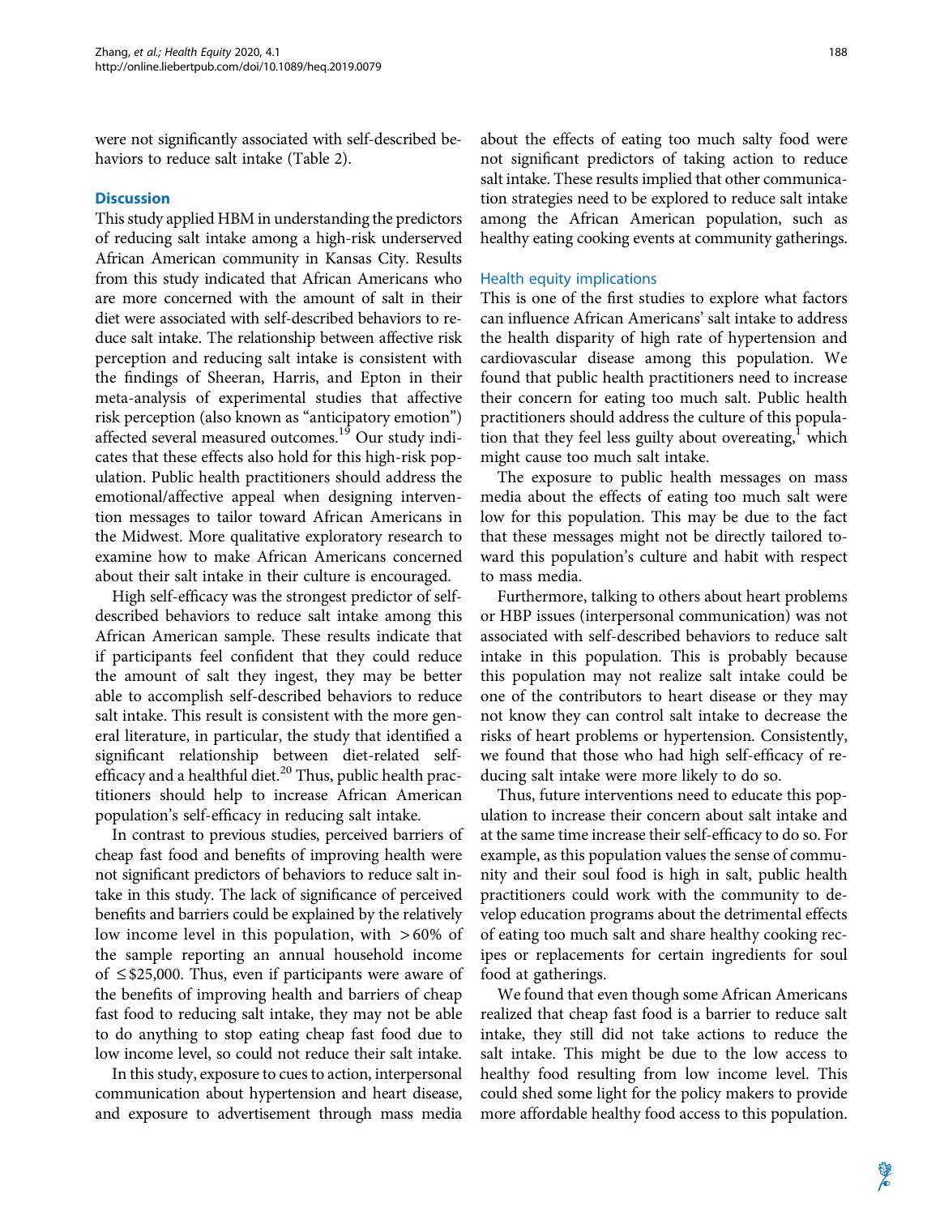were not significantly associated with self-described behaviors to reduce salt intake (Table 2).

## Discussion

This study applied HBM in understanding the predictors of reducing salt intake among a high-risk underserved African American community in Kansas City. Results from this study indicated that African Americans who are more concerned with the amount of salt in their diet were associated with self-described behaviors to reduce salt intake. The relationship between affective risk perception and reducing salt intake is consistent with the findings of Sheeran, Harris, and Epton in their meta-analysis of experimental studies that affective risk perception (also known as "anticipatory emotion") affected several measured outcomes.[19] Our study indicates that these effects also hold for this high-risk population. Public health practitioners should address the emotional/affective appeal when designing intervention messages to tailor toward African Americans in the Midwest. More qualitative exploratory research to examine how to make African Americans concerned about their salt intake in their culture is encouraged.

High self-efficacy was the strongest predictor of self-described behaviors to reduce salt intake among this African American sample. These results indicate that if participants feel confident that they could reduce the amount of salt they ingest, they may be better able to accomplish self-described behaviors to reduce salt intake. This result is consistent with the more general literature, in particular, the study that identified a significant relationship between diet-related self-efficacy and a healthful diet.[20] Thus, public health practitioners should help to increase African American population's self-efficacy in reducing salt intake.

In contrast to previous studies, perceived barriers of cheap fast food and benefits of improving health were not significant predictors of behaviors to reduce salt intake in this study. The lack of significance of perceived benefits and barriers could be explained by the relatively low income level in this population, with >60% of the sample reporting an annual household income of ≤$25,000. Thus, even if participants were aware of the benefits of improving health and barriers of cheap fast food to reducing salt intake, they may not be able to do anything to stop eating cheap fast food due to low income level, so could not reduce their salt intake.

In this study, exposure to cues to action, interpersonal communication about hypertension and heart disease, and exposure to advertisement through mass media about the effects of eating too much salty food were not significant predictors of taking action to reduce salt intake. These results implied that other communication strategies need to be explored to reduce salt intake among the African American population, such as healthy eating cooking events at community gatherings.

### Health equity implications

This is one of the first studies to explore what factors can influence African Americans' salt intake to address the health disparity of high rate of hypertension and cardiovascular disease among this population. We found that public health practitioners need to increase their concern for eating too much salt. Public health practitioners should address the culture of this population that they feel less guilty about overeating,[1] which might cause too much salt intake.

The exposure to public health messages on mass media about the effects of eating too much salt were low for this population. This may be due to the fact that these messages might not be directly tailored toward this population's culture and habit with respect to mass media.

Furthermore, talking to others about heart problems or HBP issues (interpersonal communication) was not associated with self-described behaviors to reduce salt intake in this population. This is probably because this population may not realize salt intake could be one of the contributors to heart disease or they may not know they can control salt intake to decrease the risks of heart problems or hypertension. Consistently, we found that those who had high self-efficacy of reducing salt intake were more likely to do so.

Thus, future interventions need to educate this population to increase their concern about salt intake and at the same time increase their self-efficacy to do so. For example, as this population values the sense of community and their soul food is high in salt, public health practitioners could work with the community to develop education programs about the detrimental effects of eating too much salt and share healthy cooking recipes or replacements for certain ingredients for soul food at gatherings.

We found that even though some African Americans realized that cheap fast food is a barrier to reduce salt intake, they still did not take actions to reduce the salt intake. This might be due to the low access to healthy food resulting from low income level. This could shed some light for the policy makers to provide more affordable healthy food access to this population.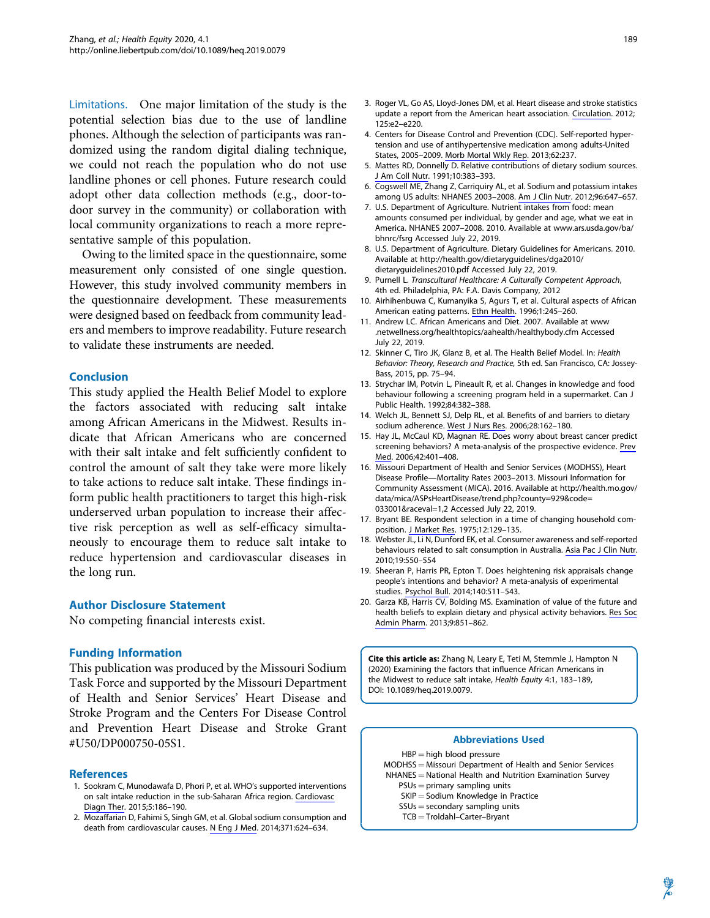**Limitations.** One major limitation of the study is the potential selection bias due to the use of landline phones. Although the selection of participants was randomized using the random digital dialing technique, we could not reach the population who do not use landline phones or cell phones. Future research could adopt other data collection methods (e.g., door-to-door survey in the community) or collaboration with local community organizations to reach a more representative sample of this population.

Owing to the limited space in the questionnaire, some measurement only consisted of one single question. However, this study involved community members in the questionnaire development. These measurements were designed based on feedback from community leaders and members to improve readability. Future research to validate these instruments are needed.

## Conclusion

This study applied the Health Belief Model to explore the factors associated with reducing salt intake among African Americans in the Midwest. Results indicate that African Americans who are concerned with their salt intake and felt sufficiently confident to control the amount of salt they take were more likely to take actions to reduce salt intake. These findings inform public health practitioners to target this high-risk underserved urban population to increase their affective risk perception as well as self-efficacy simultaneously to encourage them to reduce salt intake to reduce hypertension and cardiovascular diseases in the long run.

## Author Disclosure Statement

No competing financial interests exist.

## Funding Information

This publication was produced by the Missouri Sodium Task Force and supported by the Missouri Department of Health and Senior Services' Heart Disease and Stroke Program and the Centers For Disease Control and Prevention Heart Disease and Stroke Grant #U50/DP000750-05S1.

## References

1. Sookram C, Munodawafa D, Phori P, et al. WHO's supported interventions on salt intake reduction in the sub-Saharan Africa region. Cardiovasc Diagn Ther. 2015;5:186–190.
2. Mozaffarian D, Fahimi S, Singh GM, et al. Global sodium consumption and death from cardiovascular causes. N Eng J Med. 2014;371:624–634.
3. Roger VL, Go AS, Lloyd-Jones DM, et al. Heart disease and stroke statistics update a report from the American heart association. Circulation. 2012; 125:e2–e220.
4. Centers for Disease Control and Prevention (CDC). Self-reported hypertension and use of antihypertensive medication among adults-United States, 2005–2009. Morb Mortal Wkly Rep. 2013;62:237.
5. Mattes RD, Donnelly D. Relative contributions of dietary sodium sources. J Am Coll Nutr. 1991;10:383–393.
6. Cogswell ME, Zhang Z, Carriquiry AL, et al. Sodium and potassium intakes among US adults: NHANES 2003–2008. Am J Clin Nutr. 2012;96:647–657.
7. U.S. Department of Agriculture. Nutrient intakes from food: mean amounts consumed per individual, by gender and age, what we eat in America. NHANES 2007–2008. 2010. Available at www.ars.usda.gov/ba/bhnrc/fsrg Accessed July 22, 2019.
8. U.S. Department of Agriculture. Dietary Guidelines for Americans. 2010. Available at http://health.gov/dietaryguidelines/dga2010/dietaryguidelines2010.pdf Accessed July 22, 2019.
9. Purnell L. *Transcultural Healthcare: A Culturally Competent Approach*, 4th ed. Philadelphia, PA: F.A. Davis Company, 2012
10. Airhihenbuwa C, Kumanyika S, Agurs T, et al. Cultural aspects of African American eating patterns. Ethn Health. 1996;1:245–260.
11. Andrew LC. African Americans and Diet. 2007. Available at www.netwellness.org/healthtopics/aahealth/healthybody.cfm Accessed July 22, 2019.
12. Skinner C, Tiro JK, Glanz B, et al. The Health Belief Model. In: *Health Behavior: Theory, Research and Practice,* 5th ed. San Francisco, CA: Jossey-Bass, 2015, pp. 75–94.
13. Strychar IM, Potvin L, Pineault R, et al. Changes in knowledge and food behaviour following a screening program held in a supermarket. Can J Public Health. 1992;84:382–388.
14. Welch JL, Bennett SJ, Delp RL, et al. Benefits of and barriers to dietary sodium adherence. West J Nurs Res. 2006;28:162–180.
15. Hay JL, McCaul KD, Magnan RE. Does worry about breast cancer predict screening behaviors? A meta-analysis of the prospective evidence. Prev Med. 2006;42:401–408.
16. Missouri Department of Health and Senior Services (MODHSS), Heart Disease Profile—Mortality Rates 2003–2013. Missouri Information for Community Assessment (MICA). 2016. Available at http://health.mo.gov/data/mica/ASPsHeartDisease/trend.php?county=929&code=033001&raceval=1,2 Accessed July 22, 2019.
17. Bryant BE. Respondent selection in a time of changing household composition. J Market Res. 1975;12:129–135.
18. Webster JL, Li N, Dunford EK, et al. Consumer awareness and self-reported behaviours related to salt consumption in Australia. Asia Pac J Clin Nutr. 2010;19:550–554
19. Sheeran P, Harris PR, Epton T. Does heightening risk appraisals change people's intentions and behavior? A meta-analysis of experimental studies. Psychol Bull. 2014;140:511–543.
20. Garza KB, Harris CV, Bolding MS. Examination of value of the future and health beliefs to explain dietary and physical activity behaviors. Res Soc Admin Pharm. 2013;9:851–862.

**Cite this article as:** Zhang N, Leary E, Teti M, Stemmle J, Hampton N (2020) Examining the factors that influence African Americans in the Midwest to reduce salt intake, *Health Equity* 4:1, 183–189, DOI: 10.1089/heq.2019.0079.

### Abbreviations Used

HBP = high blood pressure
MODHSS = Missouri Department of Health and Senior Services
NHANES = National Health and Nutrition Examination Survey
PSUs = primary sampling units
SKIP = Sodium Knowledge in Practice
SSUs = secondary sampling units
TCB = Troldahl–Carter–Bryant